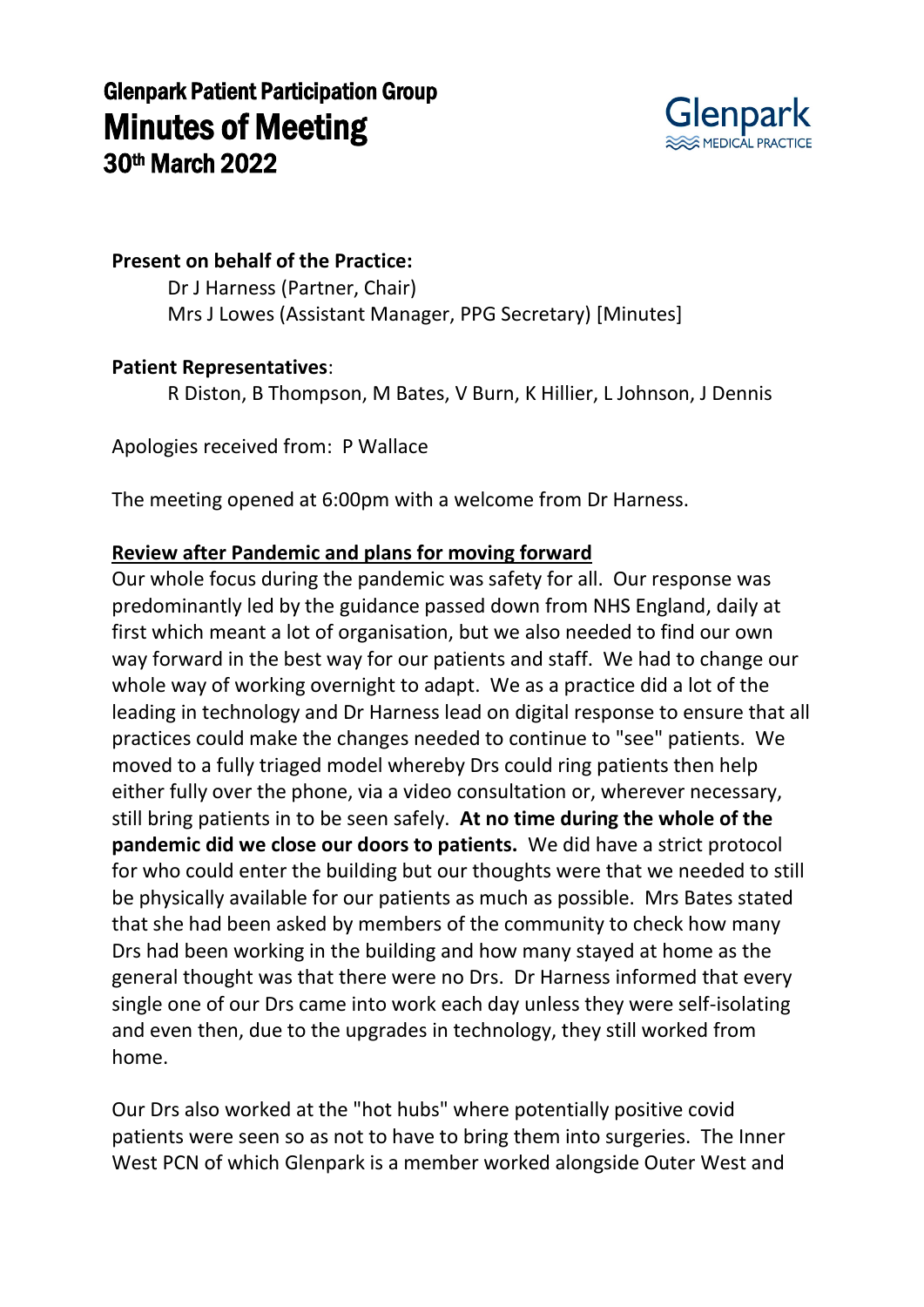# Glenpark Patient Participation Group
# Minutes of Meeting
# 30th March 2022

Glenpark MEDICAL PRACTICE

**Present on behalf of the Practice:**

Dr J Harness (Partner, Chair)
Mrs J Lowes (Assistant Manager, PPG Secretary) [Minutes]

**Patient Representatives**:

R Diston, B Thompson, M Bates, V Burn, K Hillier, L Johnson, J Dennis

Apologies received from: P Wallace

The meeting opened at 6:00pm with a welcome from Dr Harness.

**Review after Pandemic and plans for moving forward**

Our whole focus during the pandemic was safety for all. Our response was predominantly led by the guidance passed down from NHS England, daily at first which meant a lot of organisation, but we also needed to find our own way forward in the best way for our patients and staff. We had to change our whole way of working overnight to adapt. We as a practice did a lot of the leading in technology and Dr Harness lead on digital response to ensure that all practices could make the changes needed to continue to "see" patients. We moved to a fully triaged model whereby Drs could ring patients then help either fully over the phone, via a video consultation or, wherever necessary, still bring patients in to be seen safely. **At no time during the whole of the pandemic did we close our doors to patients.** We did have a strict protocol for who could enter the building but our thoughts were that we needed to still be physically available for our patients as much as possible. Mrs Bates stated that she had been asked by members of the community to check how many Drs had been working in the building and how many stayed at home as the general thought was that there were no Drs. Dr Harness informed that every single one of our Drs came into work each day unless they were self-isolating and even then, due to the upgrades in technology, they still worked from home.

Our Drs also worked at the "hot hubs" where potentially positive covid patients were seen so as not to have to bring them into surgeries. The Inner West PCN of which Glenpark is a member worked alongside Outer West and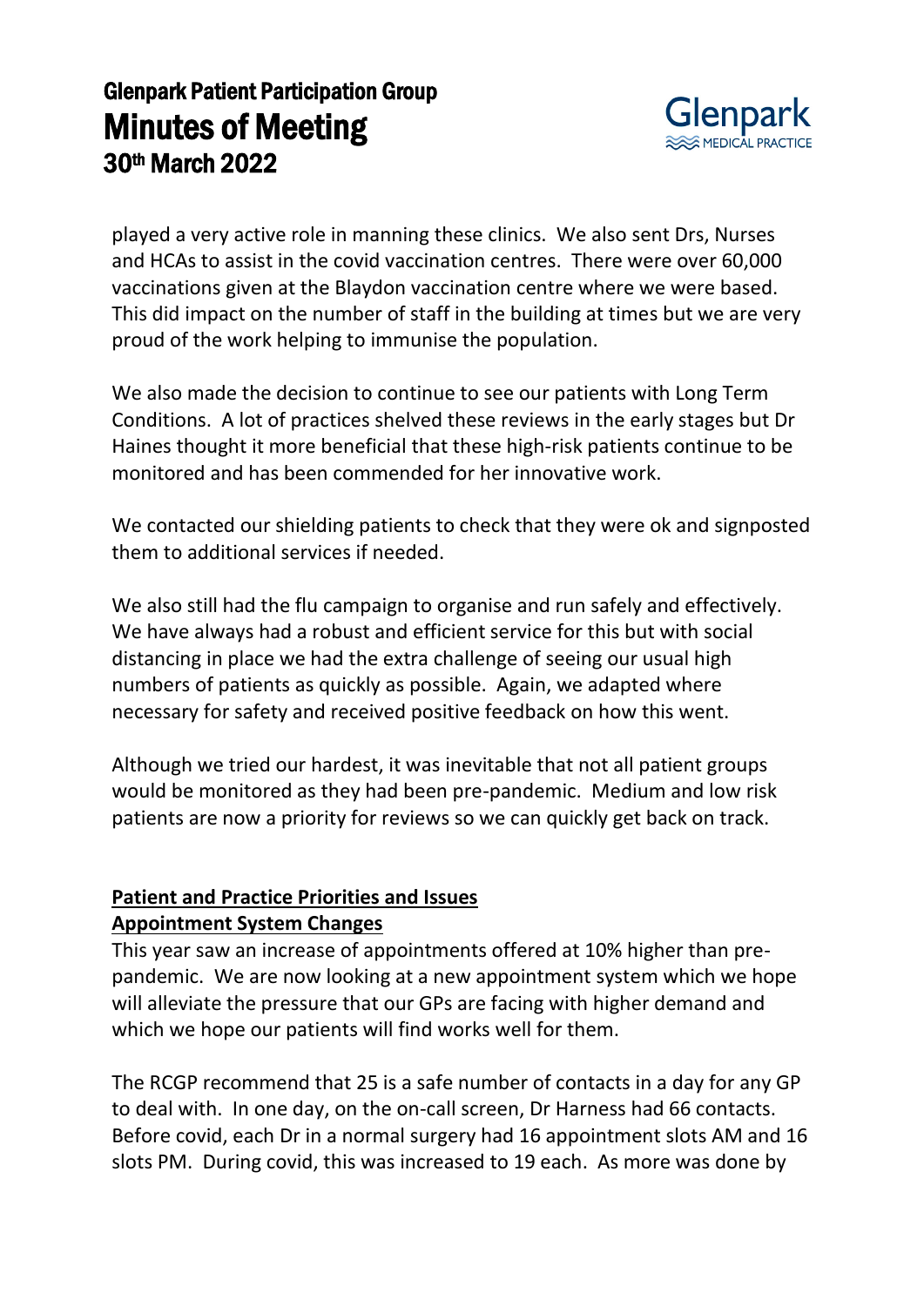played a very active role in manning these clinics. We also sent Drs, Nurses and HCAs to assist in the covid vaccination centres. There were over 60,000 vaccinations given at the Blaydon vaccination centre where we were based. This did impact on the number of staff in the building at times but we are very proud of the work helping to immunise the population.

We also made the decision to continue to see our patients with Long Term Conditions. A lot of practices shelved these reviews in the early stages but Dr Haines thought it more beneficial that these high-risk patients continue to be monitored and has been commended for her innovative work.

We contacted our shielding patients to check that they were ok and signposted them to additional services if needed.

We also still had the flu campaign to organise and run safely and effectively. We have always had a robust and efficient service for this but with social distancing in place we had the extra challenge of seeing our usual high numbers of patients as quickly as possible. Again, we adapted where necessary for safety and received positive feedback on how this went.

Although we tried our hardest, it was inevitable that not all patient groups would be monitored as they had been pre-pandemic. Medium and low risk patients are now a priority for reviews so we can quickly get back on track.

**<u>Patient and Practice Priorities and Issues</u>**

**<u>Appointment System Changes</u>**

This year saw an increase of appointments offered at 10% higher than pre-pandemic. We are now looking at a new appointment system which we hope will alleviate the pressure that our GPs are facing with higher demand and which we hope our patients will find works well for them.

The RCGP recommend that 25 is a safe number of contacts in a day for any GP to deal with. In one day, on the on-call screen, Dr Harness had 66 contacts. Before covid, each Dr in a normal surgery had 16 appointment slots AM and 16 slots PM. During covid, this was increased to 19 each. As more was done by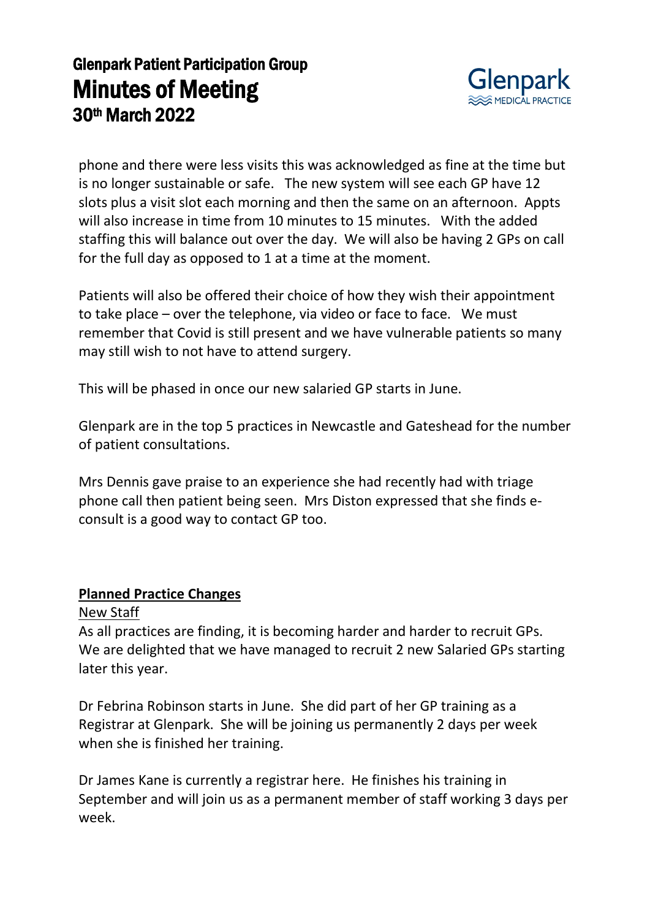phone and there were less visits this was acknowledged as fine at the time but is no longer sustainable or safe. The new system will see each GP have 12 slots plus a visit slot each morning and then the same on an afternoon. Appts will also increase in time from 10 minutes to 15 minutes. With the added staffing this will balance out over the day. We will also be having 2 GPs on call for the full day as opposed to 1 at a time at the moment.

Patients will also be offered their choice of how they wish their appointment to take place – over the telephone, via video or face to face. We must remember that Covid is still present and we have vulnerable patients so many may still wish to not have to attend surgery.

This will be phased in once our new salaried GP starts in June.

Glenpark are in the top 5 practices in Newcastle and Gateshead for the number of patient consultations.

Mrs Dennis gave praise to an experience she had recently had with triage phone call then patient being seen. Mrs Diston expressed that she finds e-consult is a good way to contact GP too.

## Planned Practice Changes

### New Staff

As all practices are finding, it is becoming harder and harder to recruit GPs. We are delighted that we have managed to recruit 2 new Salaried GPs starting later this year.

Dr Febrina Robinson starts in June. She did part of her GP training as a Registrar at Glenpark. She will be joining us permanently 2 days per week when she is finished her training.

Dr James Kane is currently a registrar here. He finishes his training in September and will join us as a permanent member of staff working 3 days per week.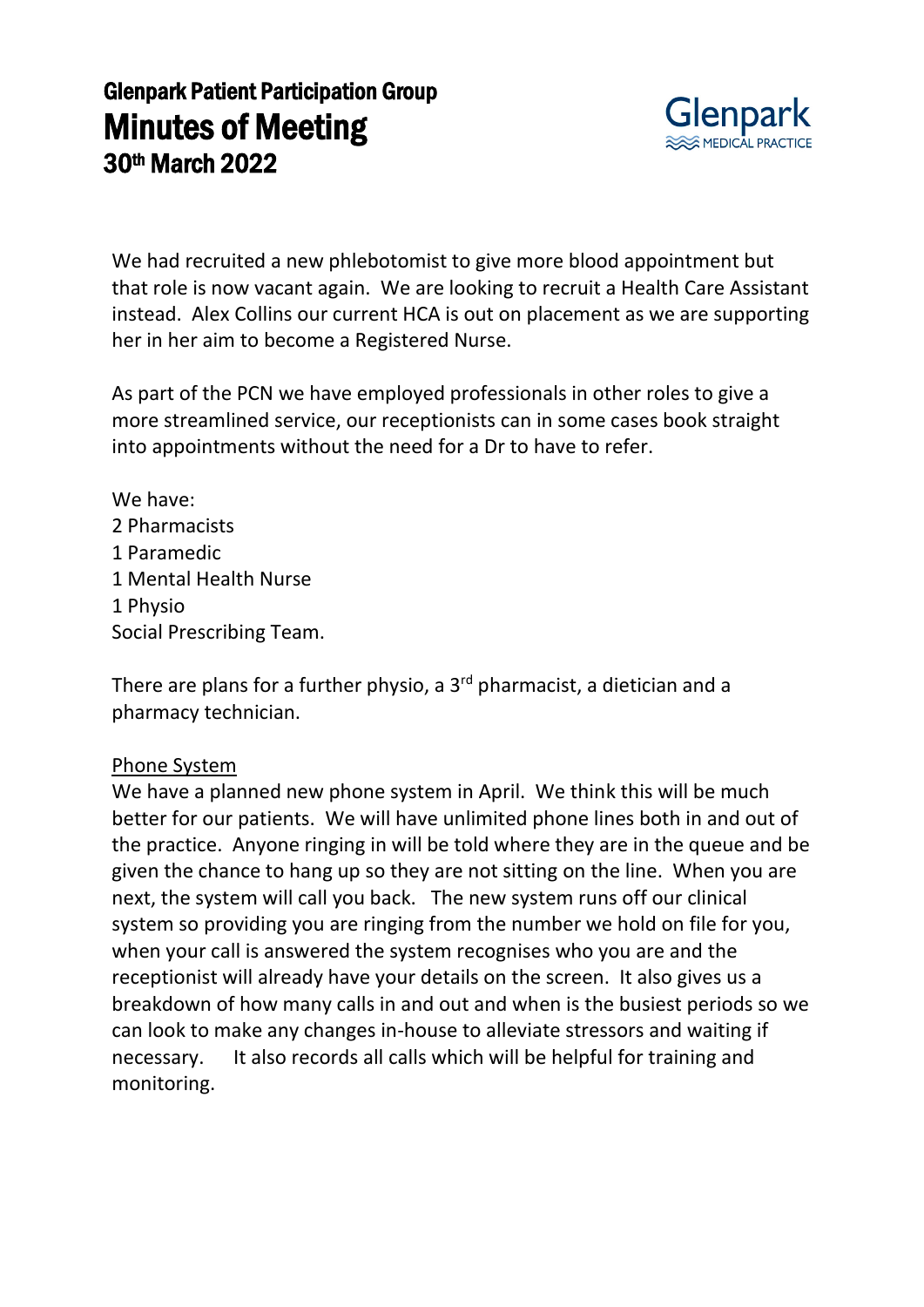# Glenpark Patient Participation Group
# Minutes of Meeting
## 30th March 2022

We had recruited a new phlebotomist to give more blood appointment but that role is now vacant again. We are looking to recruit a Health Care Assistant instead. Alex Collins our current HCA is out on placement as we are supporting her in her aim to become a Registered Nurse.

As part of the PCN we have employed professionals in other roles to give a more streamlined service, our receptionists can in some cases book straight into appointments without the need for a Dr to have to refer.

We have:
2 Pharmacists
1 Paramedic
1 Mental Health Nurse
1 Physio
Social Prescribing Team.

There are plans for a further physio, a 3rd pharmacist, a dietician and a pharmacy technician.

<u>Phone System</u>
We have a planned new phone system in April. We think this will be much better for our patients. We will have unlimited phone lines both in and out of the practice. Anyone ringing in will be told where they are in the queue and be given the chance to hang up so they are not sitting on the line. When you are next, the system will call you back. The new system runs off our clinical system so providing you are ringing from the number we hold on file for you, when your call is answered the system recognises who you are and the receptionist will already have your details on the screen. It also gives us a breakdown of how many calls in and out and when is the busiest periods so we can look to make any changes in-house to alleviate stressors and waiting if necessary. It also records all calls which will be helpful for training and monitoring.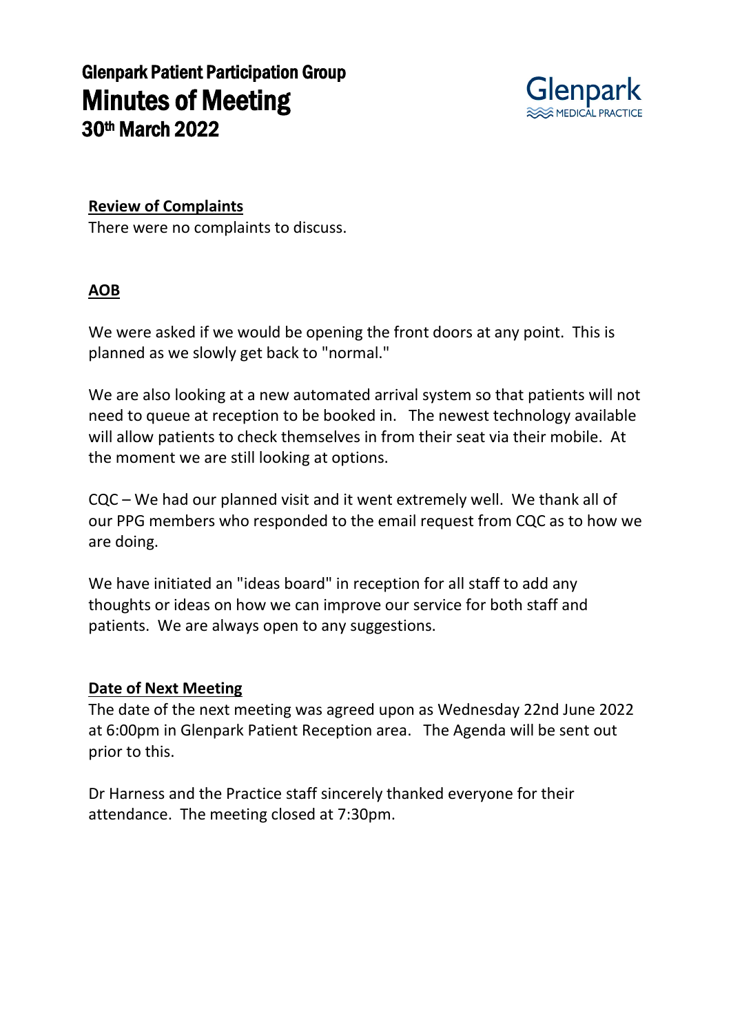# Glenpark Patient Participation Group
# Minutes of Meeting
## 30th March 2022

Glenpark MEDICAL PRACTICE

**Review of Complaints**

There were no complaints to discuss.

**AOB**

We were asked if we would be opening the front doors at any point. This is planned as we slowly get back to "normal."

We are also looking at a new automated arrival system so that patients will not need to queue at reception to be booked in. The newest technology available will allow patients to check themselves in from their seat via their mobile. At the moment we are still looking at options.

CQC – We had our planned visit and it went extremely well. We thank all of our PPG members who responded to the email request from CQC as to how we are doing.

We have initiated an "ideas board" in reception for all staff to add any thoughts or ideas on how we can improve our service for both staff and patients. We are always open to any suggestions.

**Date of Next Meeting**

The date of the next meeting was agreed upon as Wednesday 22nd June 2022 at 6:00pm in Glenpark Patient Reception area. The Agenda will be sent out prior to this.

Dr Harness and the Practice staff sincerely thanked everyone for their attendance. The meeting closed at 7:30pm.